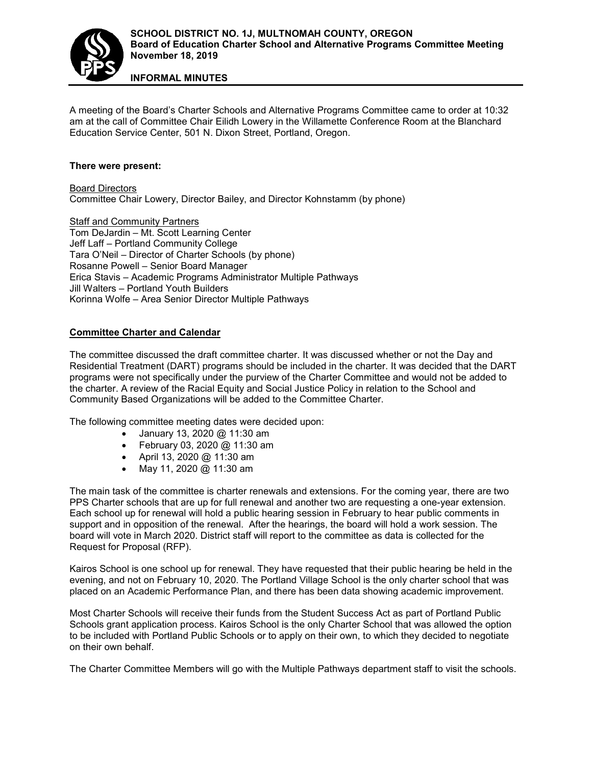**SCHOOL DISTRICT NO. 1J, MULTNOMAH COUNTY, OREGON**
**Board of Education Charter School and Alternative Programs Committee Meeting**
**November 18, 2019**

**INFORMAL MINUTES**

A meeting of the Board's Charter Schools and Alternative Programs Committee came to order at 10:32 am at the call of Committee Chair Eilidh Lowery in the Willamette Conference Room at the Blanchard Education Service Center, 501 N. Dixon Street, Portland, Oregon.

**There were present:**

Board Directors
Committee Chair Lowery, Director Bailey, and Director Kohnstamm (by phone)

Staff and Community Partners
Tom DeJardin – Mt. Scott Learning Center
Jeff Laff – Portland Community College
Tara O'Neil – Director of Charter Schools (by phone)
Rosanne Powell – Senior Board Manager
Erica Stavis – Academic Programs Administrator Multiple Pathways
Jill Walters – Portland Youth Builders
Korinna Wolfe – Area Senior Director Multiple Pathways

**Committee Charter and Calendar**

The committee discussed the draft committee charter. It was discussed whether or not the Day and Residential Treatment (DART) programs should be included in the charter. It was decided that the DART programs were not specifically under the purview of the Charter Committee and would not be added to the charter. A review of the Racial Equity and Social Justice Policy in relation to the School and Community Based Organizations will be added to the Committee Charter.

The following committee meeting dates were decided upon:

- January 13, 2020 @ 11:30 am
- February 03, 2020 @ 11:30 am
- April 13, 2020 @ 11:30 am
- May 11, 2020 @ 11:30 am

The main task of the committee is charter renewals and extensions. For the coming year, there are two PPS Charter schools that are up for full renewal and another two are requesting a one-year extension. Each school up for renewal will hold a public hearing session in February to hear public comments in support and in opposition of the renewal. After the hearings, the board will hold a work session. The board will vote in March 2020. District staff will report to the committee as data is collected for the Request for Proposal (RFP).

Kairos School is one school up for renewal. They have requested that their public hearing be held in the evening, and not on February 10, 2020. The Portland Village School is the only charter school that was placed on an Academic Performance Plan, and there has been data showing academic improvement.

Most Charter Schools will receive their funds from the Student Success Act as part of Portland Public Schools grant application process. Kairos School is the only Charter School that was allowed the option to be included with Portland Public Schools or to apply on their own, to which they decided to negotiate on their own behalf.

The Charter Committee Members will go with the Multiple Pathways department staff to visit the schools.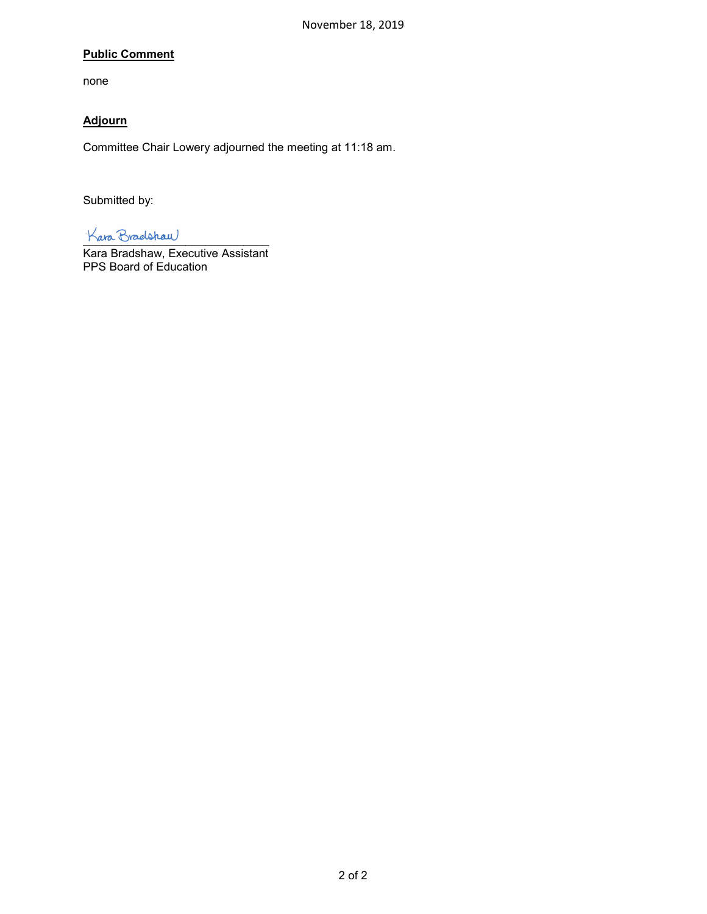**Public Comment**

none

**Adjourn**

Committee Chair Lowery adjourned the meeting at 11:18 am.

Submitted by:

Kara Bradshaw
\_\_\_\_\_\_\_\_\_\_\_\_\_\_\_\_\_\_\_\_\_\_\_\_\_\_\_\_

Kara Bradshaw, Executive Assistant
PPS Board of Education